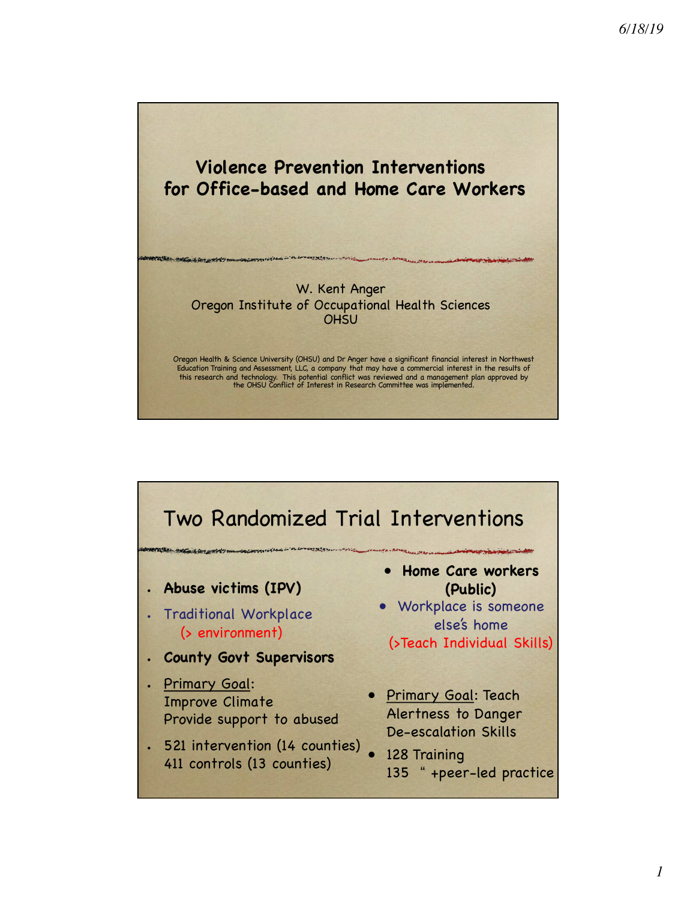# Violence Prevention Interventions for Office-based and Home Care Workers

W. Kent Anger
Oregon Institute of Occupational Health Sciences
OHSU

Oregon Health & Science University (OHSU) and Dr Anger have a significant financial interest in Northwest Education Training and Assessment, LLC, a company that may have a commercial interest in the results of this research and technology. This potential conflict was reviewed and a management plan approved by the OHSU Conflict of Interest in Research Committee was implemented.

## Two Randomized Trial Interventions

- **Abuse victims (IPV)**
- Traditional Workplace
  (> environment)
- **County Govt Supervisors**
- Primary Goal:
  Improve Climate
  Provide support to abused
- 521 intervention (14 counties)
  411 controls (13 counties)

- **Home Care workers (Public)**
- Workplace is someone else's home
  (>Teach Individual Skills)
- Primary Goal: Teach
  Alertness to Danger
  De-escalation Skills
- 128 Training
  135 " +peer-led practice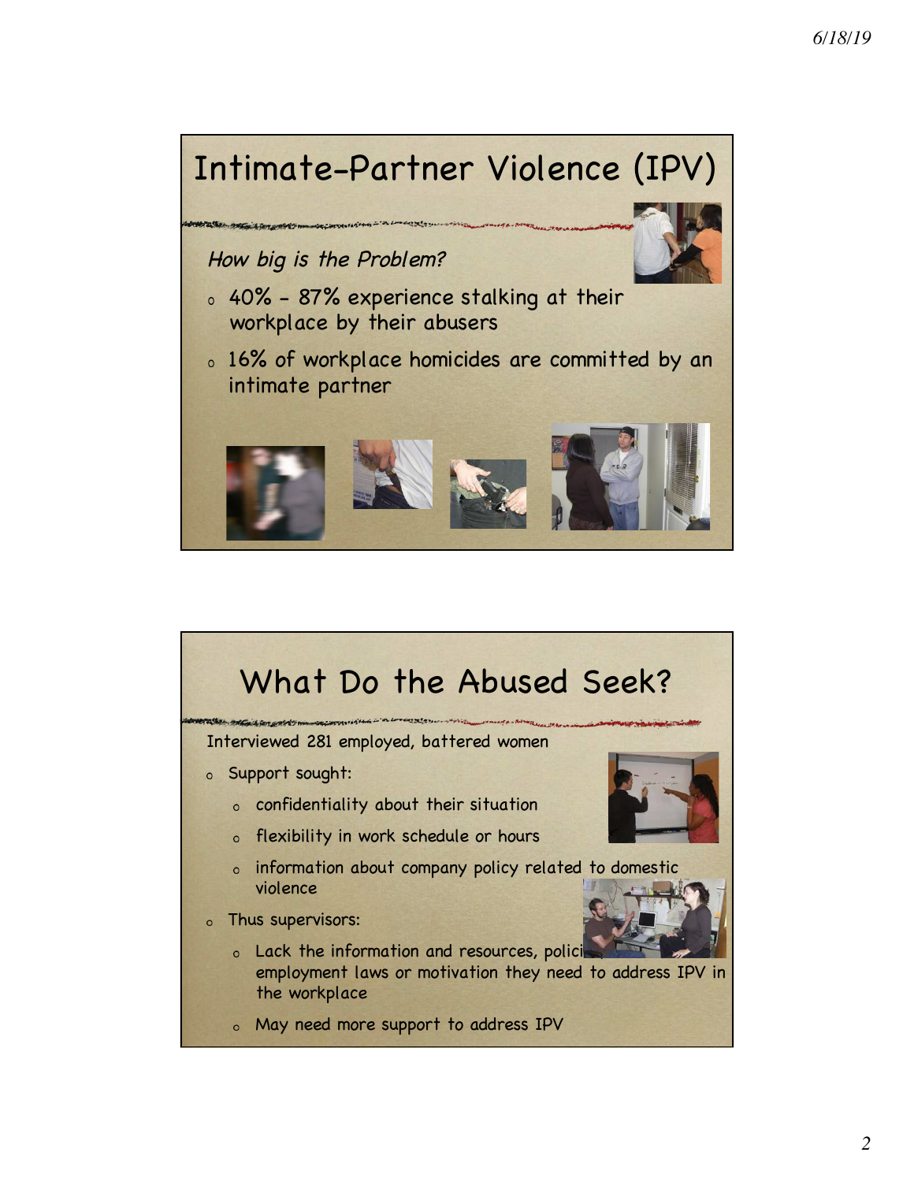# Intimate-Partner Violence (IPV)

*How big is the Problem?*

- 40% - 87% experience stalking at their workplace by their abusers
- 16% of workplace homicides are committed by an intimate partner

# What Do the Abused Seek?

Interviewed 281 employed, battered women

- Support sought:
  - confidentiality about their situation
  - flexibility in work schedule or hours
  - information about company policy related to domestic violence
- Thus supervisors:
  - Lack the information and resources, polici employment laws or motivation they need to address IPV in the workplace
  - May need more support to address IPV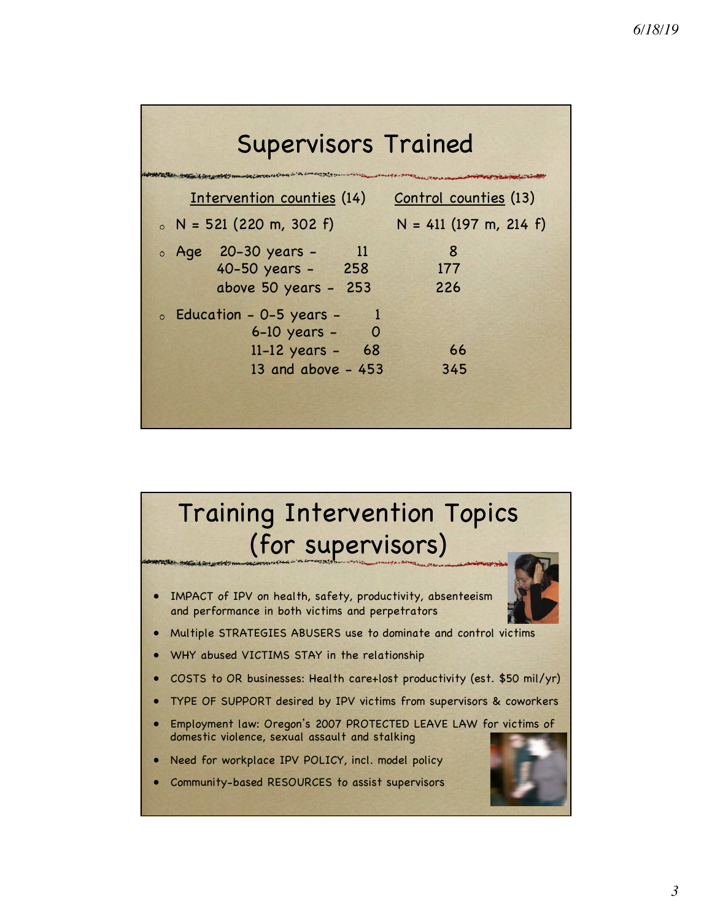## Supervisors Trained

| | Intervention counties (14) | Control counties (13) |
|---|---|---|
| N | 521 (220 m, 302 f) | 411 (197 m, 214 f) |
| Age 20-30 years | 11 | 8 |
| 40-50 years | 258 | 177 |
| above 50 years | 253 | 226 |
| Education 0-5 years | 1 | |
| 6-10 years | 0 | |
| 11-12 years | 68 | 66 |
| 13 and above | 453 | 345 |

## Training Intervention Topics (for supervisors)

- IMPACT of IPV on health, safety, productivity, absenteeism and performance in both victims and perpetrators
- Multiple STRATEGIES ABUSERS use to dominate and control victims
- WHY abused VICTIMS STAY in the relationship
- COSTS to OR businesses: Health care+lost productivity (est. $50 mil/yr)
- TYPE OF SUPPORT desired by IPV victims from supervisors & coworkers
- Employment law: Oregon's 2007 PROTECTED LEAVE LAW for victims of domestic violence, sexual assault and stalking
- Need for workplace IPV POLICY, incl. model policy
- Community-based RESOURCES to assist supervisors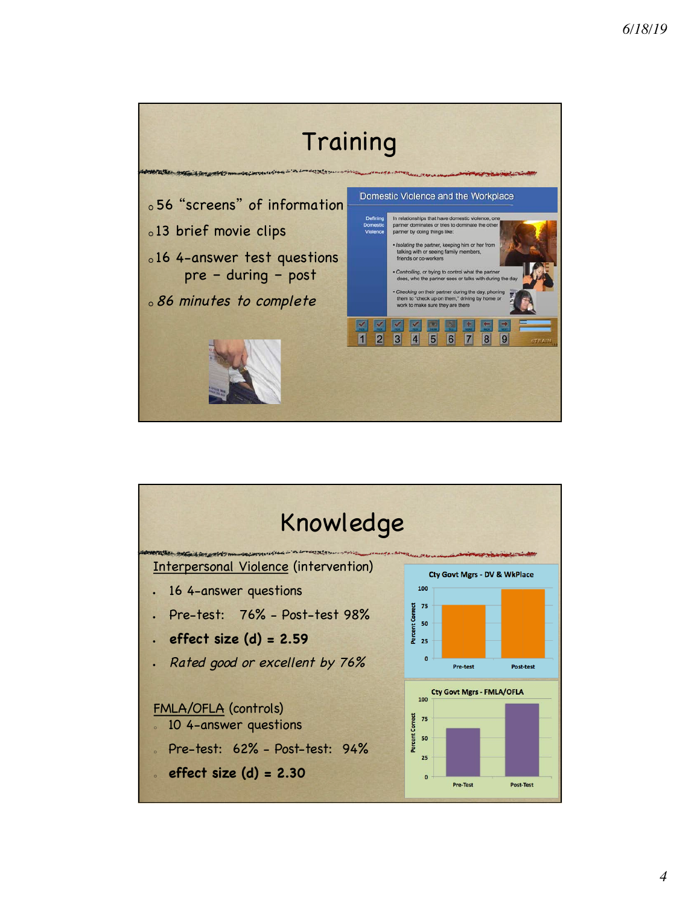## Training

- 56 "screens" of information
- 13 brief movie clips
- 16 4-answer test questions pre – during – post
- *86 minutes to complete*

Domestic Violence and the Workplace

Defining Domestic Violence

In relationships that have domestic violence, one partner dominates or tries to dominate the other partner by doing things like:

- *Isolating* the partner, keeping him or her from talking with or seeing family members, friends or co-workers
- *Controlling*, or trying to control what the partner does, who the partner sees or talks with during the day
- *Checking* on their partner during the day, phoning them to "check up on them," driving by home or work to make sure they are there

1 2 3 4 5 6 7 8 9

## Knowledge

Interpersonal Violence (intervention)

- 16 4-answer questions
- Pre-test: 76% - Post-test 98%
- **effect size (d) = 2.59**
- *Rated good or excellent by 76%*

FMLA/OFLA (controls)

- 10 4-answer questions
- Pre-test: 62% - Post-test: 94%
- **effect size (d) = 2.30**

Cty Govt Mgrs - DV & WkPlace

| | Percent Correct |
|---|---|
| Pre-test | 76 |
| Post-test | 98 |

Cty Govt Mgrs - FMLA/OFLA

| | Percent Correct |
|---|---|
| Pre-Test | 62 |
| Post-Test | 94 |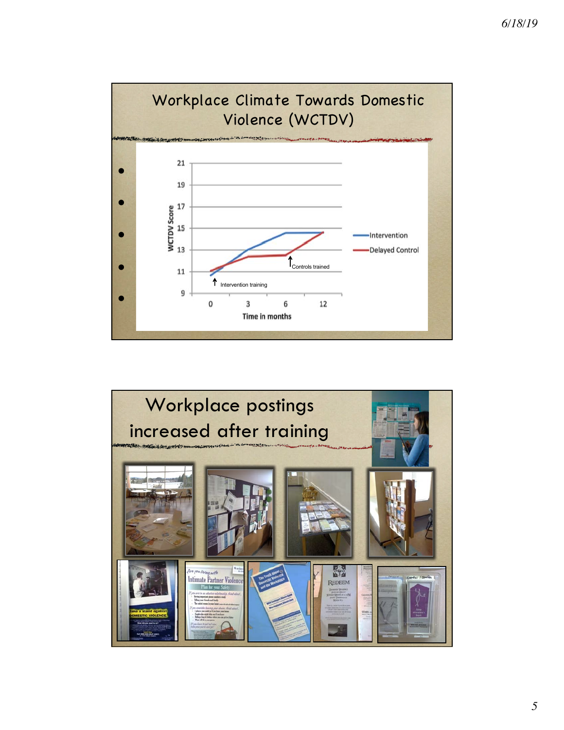## Workplace Climate Towards Domestic Violence (WCTDV)

WCTDV Score

21
19
17
15
13
11
9

0 3 6 12

Time in months

Intervention training

Controls trained

Intervention

Delayed Control

## Workplace postings increased after training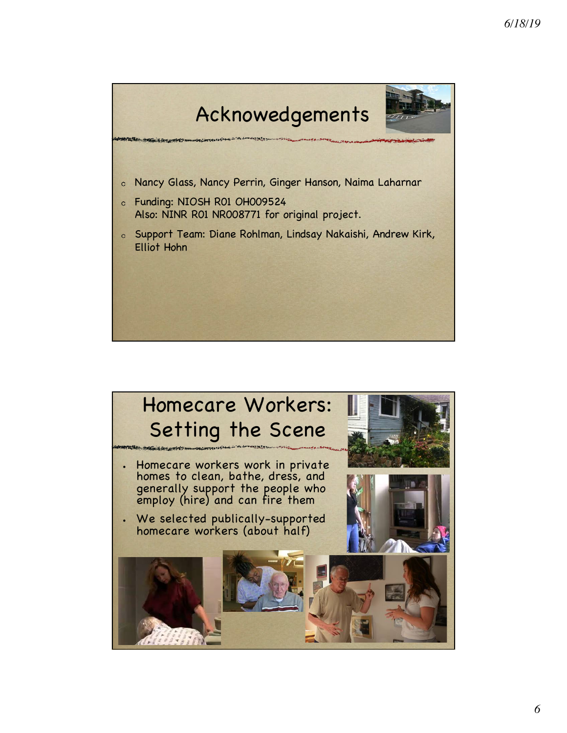## Acknowedgements

- Nancy Glass, Nancy Perrin, Ginger Hanson, Naima Laharnar
- Funding: NIOSH R01 OH009524
  Also: NINR R01 NR008771 for original project.
- Support Team: Diane Rohlman, Lindsay Nakaishi, Andrew Kirk, Elliot Hohn

## Homecare Workers: Setting the Scene

- Homecare workers work in private homes to clean, bathe, dress, and generally support the people who employ (hire) and can fire them
- We selected publically-supported homecare workers (about half)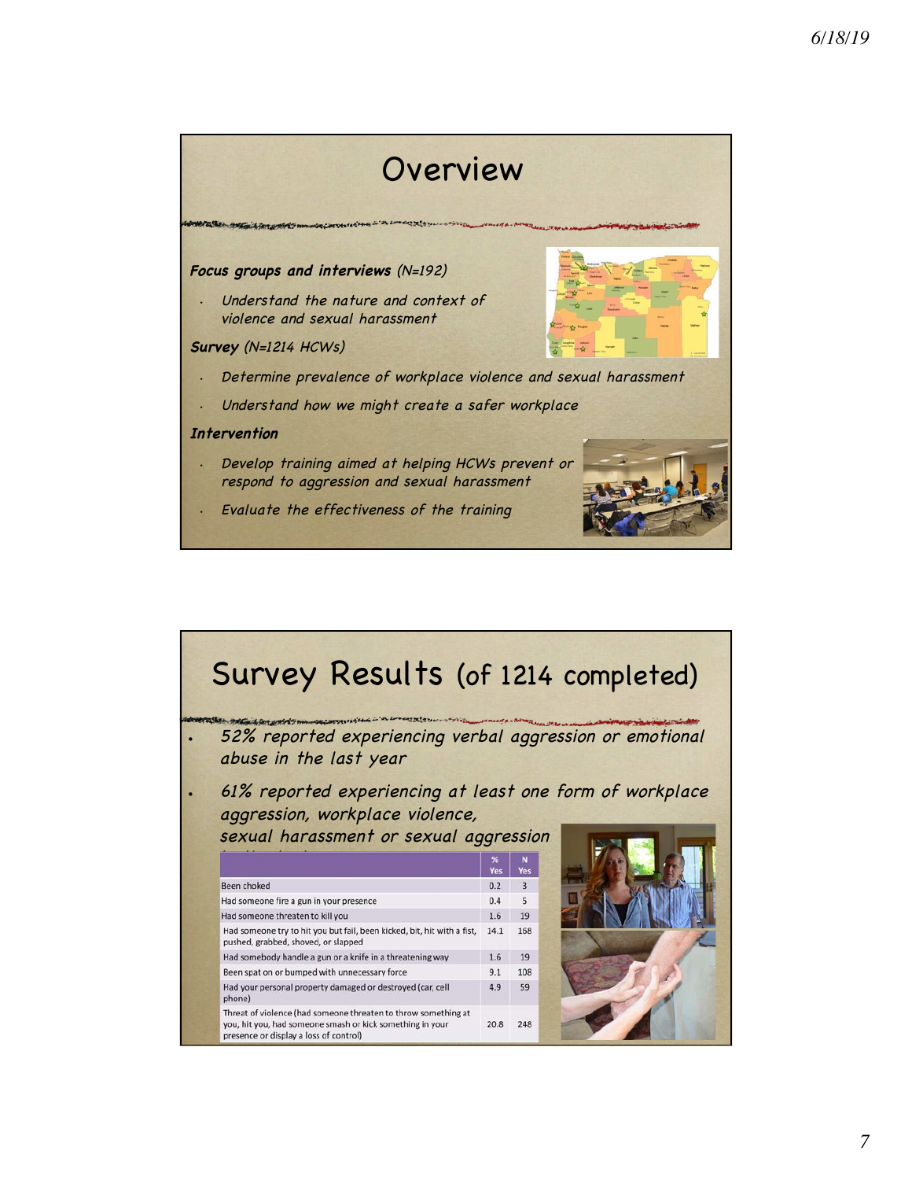# Overview

***Focus groups and interviews*** *(N=192)*

- *Understand the nature and context of violence and sexual harassment*

***Survey*** *(N=1214 HCWs)*

- *Determine prevalence of workplace violence and sexual harassment*
- *Understand how we might create a safer workplace*

***Intervention***

- *Develop training aimed at helping HCWs prevent or respond to aggression and sexual harassment*
- *Evaluate the effectiveness of the training*

# Survey Results (of 1214 completed)

- *52% reported experiencing verbal aggression or emotional abuse in the last year*
- *61% reported experiencing at least one form of workplace aggression, workplace violence, sexual harassment or sexual aggression*

| | % Yes | N Yes |
|---|---|---|
| Been choked | 0.2 | 3 |
| Had someone fire a gun in your presence | 0.4 | 5 |
| Had someone threaten to kill you | 1.6 | 19 |
| Had someone try to hit you but fail, been kicked, bit, hit with a fist, pushed, grabbed, shoved, or slapped | 14.1 | 168 |
| Had somebody handle a gun or a knife in a threatening way | 1.6 | 19 |
| Been spat on or bumped with unnecessary force | 9.1 | 108 |
| Had your personal property damaged or destroyed (car, cell phone) | 4.9 | 59 |
| Threat of violence (had someone threaten to throw something at you, hit you, had someone smash or kick something in your presence or display a loss of control) | 20.8 | 248 |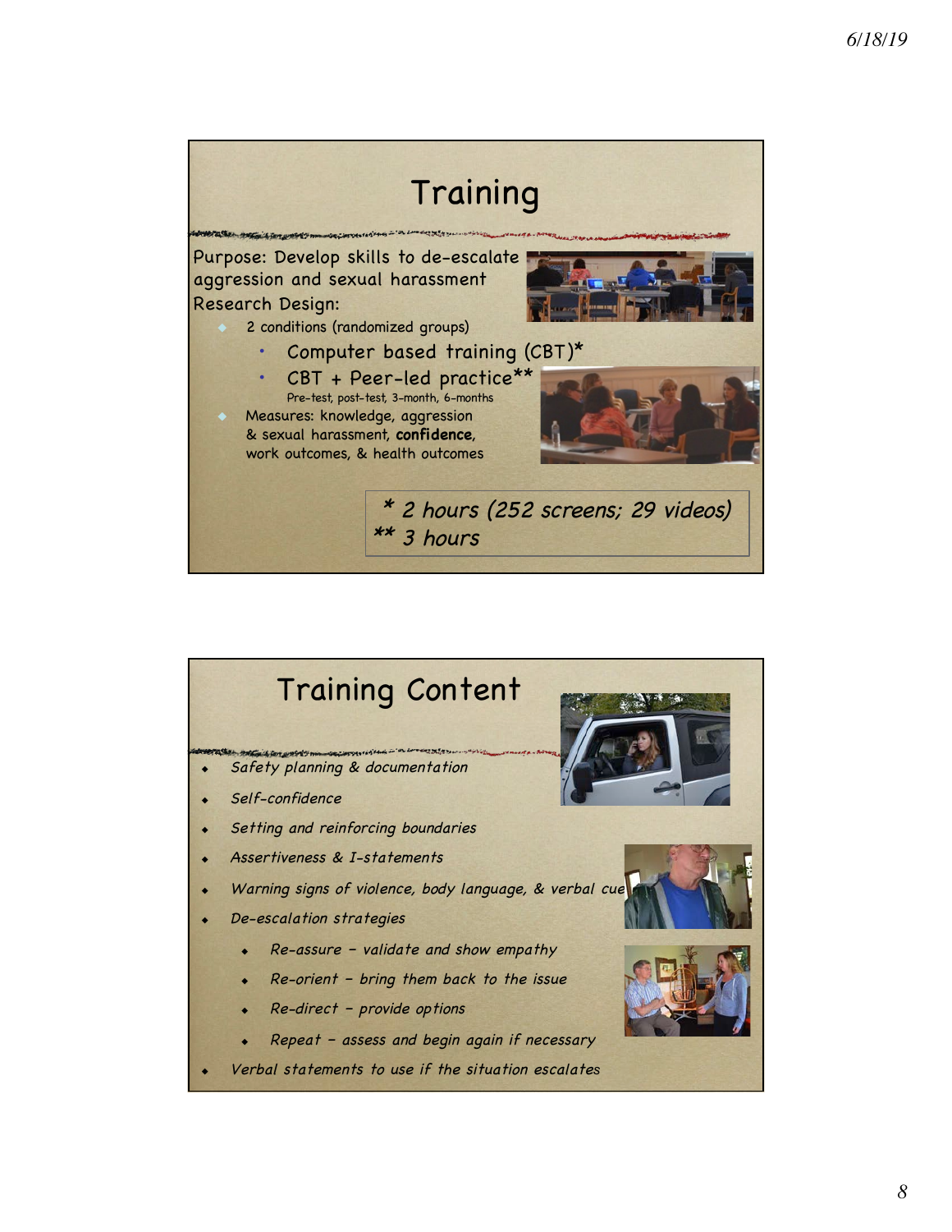## Training

Purpose: Develop skills to de-escalate aggression and sexual harassment

Research Design:

- 2 conditions (randomized groups)
  - Computer based training (CBT)*
  - CBT + Peer-led practice**
    Pre-test, post-test, 3-month, 6-months
- Measures: knowledge, aggression & sexual harassment, **confidence**, work outcomes, & health outcomes

*\* 2 hours (252 screens; 29 videos)*
*\*\* 3 hours*

## Training Content

- *Safety planning & documentation*
- *Self-confidence*
- *Setting and reinforcing boundaries*
- *Assertiveness & I-statements*
- *Warning signs of violence, body language, & verbal cue*
- *De-escalation strategies*
  - *Re-assure – validate and show empathy*
  - *Re-orient – bring them back to the issue*
  - *Re-direct – provide options*
  - *Repeat – assess and begin again if necessary*
- *Verbal statements to use if the situation escalates*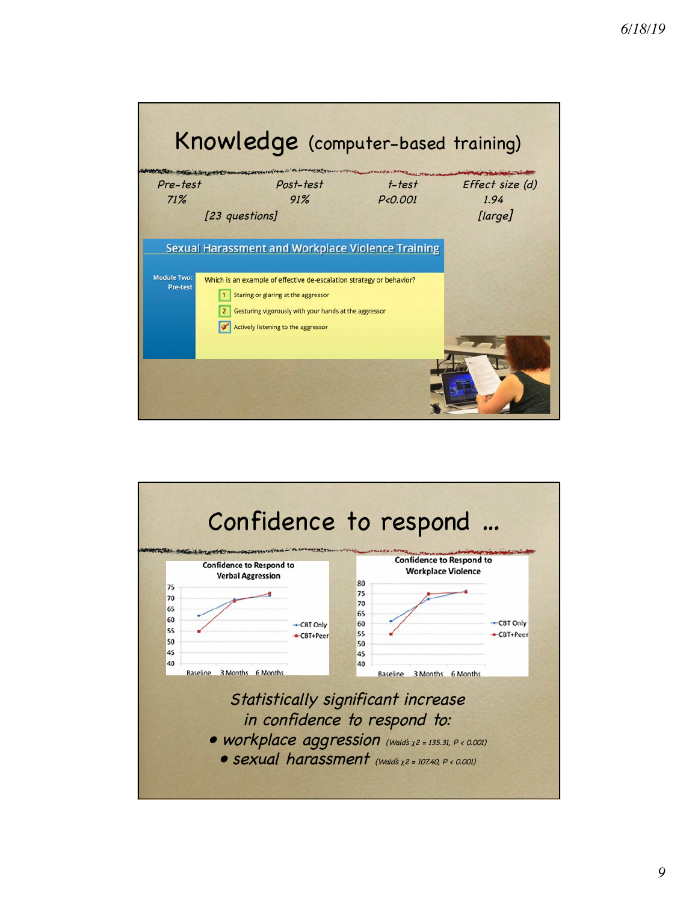# Knowledge (computer-based training)

| Pre-test | Post-test | t-test | Effect size (d) |
|---|---|---|---|
| 71% | 91% | P<0.001 | 1.94 |
| [23 questions] | | | [large] |

**Sexual Harassment and Workplace Violence Training**

Module Two: Pre-test

Which is an example of effective de-escalation strategy or behavior?

1. Staring or glaring at the aggressor
2. Gesturing vigorously with your hands at the aggressor
3. Actively listening to the aggressor

# Confidence to respond …

**Confidence to Respond to Verbal Aggression**

**Confidence to Respond to Workplace Violence**

*Statistically significant increase in confidence to respond to:*

- *workplace aggression* (Wald's $\chi 2$ = 135.31, $P < 0.001$)
- *sexual harassment* (Wald's $\chi 2$ = 107.40, $P < 0.001$)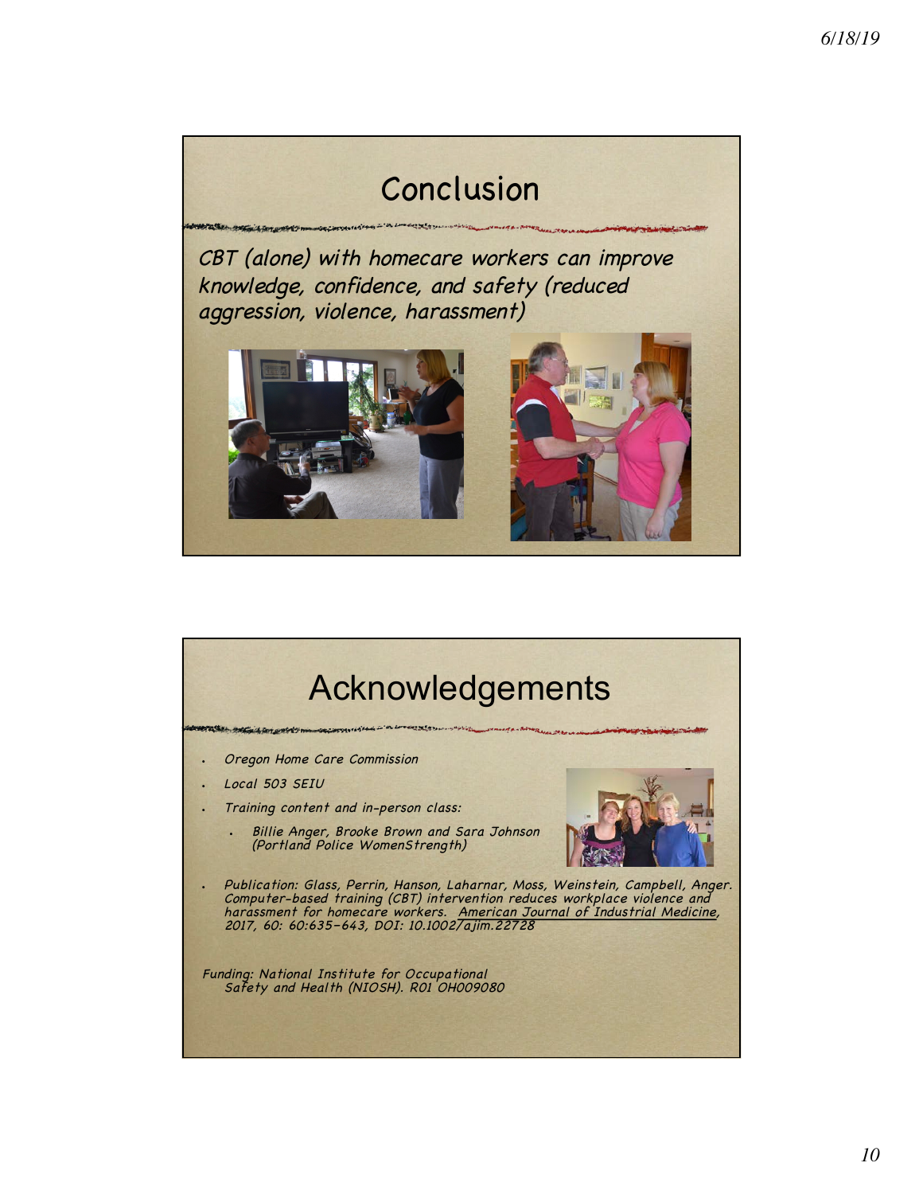# Conclusion

*CBT (alone) with homecare workers can improve knowledge, confidence, and safety (reduced aggression, violence, harassment)*

# Acknowledgements

- *Oregon Home Care Commission*
- *Local 503 SEIU*
- *Training content and in-person class:*
  - *Billie Anger, Brooke Brown and Sara Johnson (Portland Police WomenStrength)*
- *Publication: Glass, Perrin, Hanson, Laharnar, Moss, Weinstein, Campbell, Anger. Computer-based training (CBT) intervention reduces workplace violence and harassment for homecare workers. American Journal of Industrial Medicine, 2017, 60: 60:635-643, DOI: 10.1002/ajim.22728*

*Funding: National Institute for Occupational Safety and Health (NIOSH). R01 OH009080*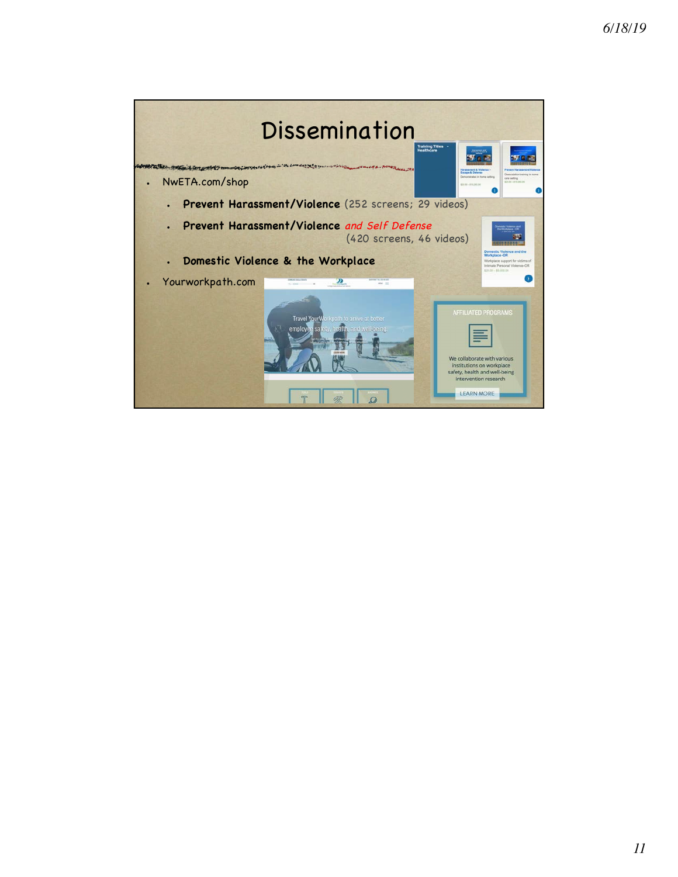# Dissemination

- NwETA.com/shop
  - **Prevent Harassment/Violence** (252 screens; 29 videos)
  - **Prevent Harassment/Violence** *and Self Defense* (420 screens, 46 videos)
  - **Domestic Violence & the Workplace**
- Yourworkpath.com